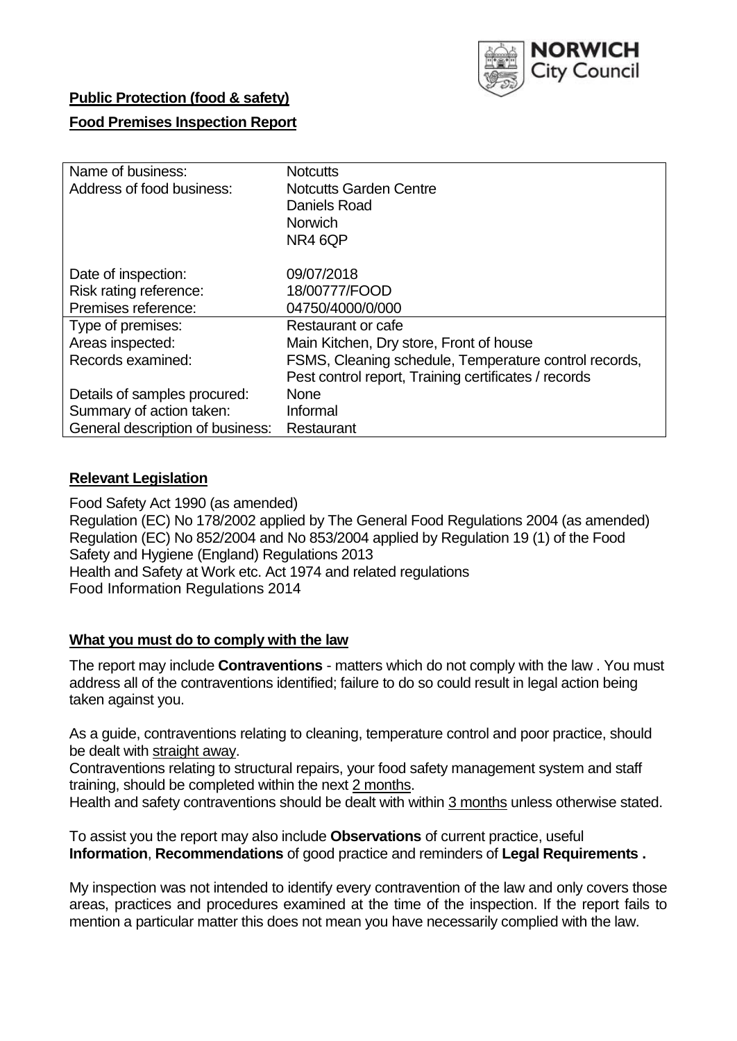**Public Protection (food & safety)**

**Food Premises Inspection Report**

| Name of business: | Notcutts |
|---|---|
| Address of food business: | Notcutts Garden Centre<br>Daniels Road<br>Norwich<br>NR4 6QP |
| Date of inspection: | 09/07/2018 |
| Risk rating reference: | 18/00777/FOOD |
| Premises reference: | 04750/4000/0/000 |
| Type of premises: | Restaurant or cafe |
| Areas inspected: | Main Kitchen, Dry store, Front of house |
| Records examined: | FSMS, Cleaning schedule, Temperature control records, Pest control report, Training certificates / records |
| Details of samples procured: | None |
| Summary of action taken: | Informal |
| General description of business: | Restaurant |

## **Relevant Legislation**

Food Safety Act 1990 (as amended)
Regulation (EC) No 178/2002 applied by The General Food Regulations 2004 (as amended)
Regulation (EC) No 852/2004 and No 853/2004 applied by Regulation 19 (1) of the Food Safety and Hygiene (England) Regulations 2013
Health and Safety at Work etc. Act 1974 and related regulations
Food Information Regulations 2014

## **What you must do to comply with the law**

The report may include **Contraventions** - matters which do not comply with the law . You must address all of the contraventions identified; failure to do so could result in legal action being taken against you.

As a guide, contraventions relating to cleaning, temperature control and poor practice, should be dealt with straight away.

Contraventions relating to structural repairs, your food safety management system and staff training, should be completed within the next 2 months.

Health and safety contraventions should be dealt with within 3 months unless otherwise stated.

To assist you the report may also include **Observations** of current practice, useful **Information**, **Recommendations** of good practice and reminders of **Legal Requirements .**

My inspection was not intended to identify every contravention of the law and only covers those areas, practices and procedures examined at the time of the inspection. If the report fails to mention a particular matter this does not mean you have necessarily complied with the law.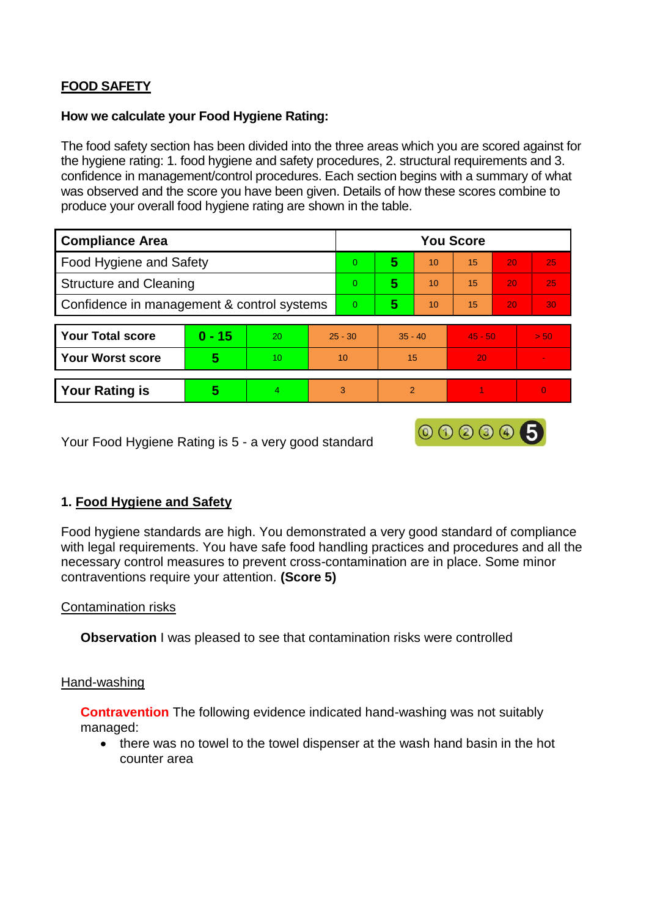## FOOD SAFETY

### How we calculate your Food Hygiene Rating:

The food safety section has been divided into the three areas which you are scored against for the hygiene rating: 1. food hygiene and safety procedures, 2. structural requirements and 3. confidence in management/control procedures. Each section begins with a summary of what was observed and the score you have been given. Details of how these scores combine to produce your overall food hygiene rating are shown in the table.

| Compliance Area | You Score | | | | | |
|---|---|---|---|---|---|---|
| Food Hygiene and Safety | 0 | **5** | 10 | 15 | 20 | 25 |
| Structure and Cleaning | 0 | **5** | 10 | 15 | 20 | 25 |
| Confidence in management & control systems | 0 | **5** | 10 | 15 | 20 | 30 |

| | | | | | | |
|---|---|---|---|---|---|---|
| **Your Total score** | **0 - 15** | 20 | 25 - 30 | 35 - 40 | 45 - 50 | > 50 |
| **Your Worst score** | **5** | 10 | 10 | 15 | 20 | - |

| | | | | | | |
|---|---|---|---|---|---|---|
| **Your Rating is** | **5** | 4 | 3 | 2 | 1 | 0 |

Your Food Hygiene Rating is 5 - a very good standard

### 1. Food Hygiene and Safety

Food hygiene standards are high. You demonstrated a very good standard of compliance with legal requirements. You have safe food handling practices and procedures and all the necessary control measures to prevent cross-contamination are in place. Some minor contraventions require your attention. **(Score 5)**

Contamination risks

**Observation** I was pleased to see that contamination risks were controlled

Hand-washing

**Contravention** The following evidence indicated hand-washing was not suitably managed:

- there was no towel to the towel dispenser at the wash hand basin in the hot counter area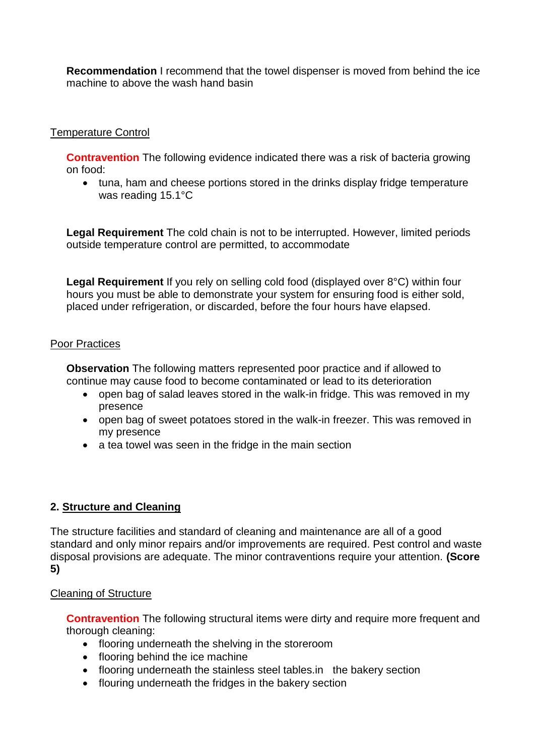**Recommendation** I recommend that the towel dispenser is moved from behind the ice machine to above the wash hand basin

Temperature Control

**Contravention** The following evidence indicated there was a risk of bacteria growing on food:

- tuna, ham and cheese portions stored in the drinks display fridge temperature was reading 15.1°C

**Legal Requirement** The cold chain is not to be interrupted. However, limited periods outside temperature control are permitted, to accommodate

**Legal Requirement** If you rely on selling cold food (displayed over 8°C) within four hours you must be able to demonstrate your system for ensuring food is either sold, placed under refrigeration, or discarded, before the four hours have elapsed.

Poor Practices

**Observation** The following matters represented poor practice and if allowed to continue may cause food to become contaminated or lead to its deterioration

- open bag of salad leaves stored in the walk-in fridge. This was removed in my presence
- open bag of sweet potatoes stored in the walk-in freezer. This was removed in my presence
- a tea towel was seen in the fridge in the main section

## 2. Structure and Cleaning

The structure facilities and standard of cleaning and maintenance are all of a good standard and only minor repairs and/or improvements are required. Pest control and waste disposal provisions are adequate. The minor contraventions require your attention. **(Score 5)**

Cleaning of Structure

**Contravention** The following structural items were dirty and require more frequent and thorough cleaning:

- flooring underneath the shelving in the storeroom
- flooring behind the ice machine
- flooring underneath the stainless steel tables.in the bakery section
- flouring underneath the fridges in the bakery section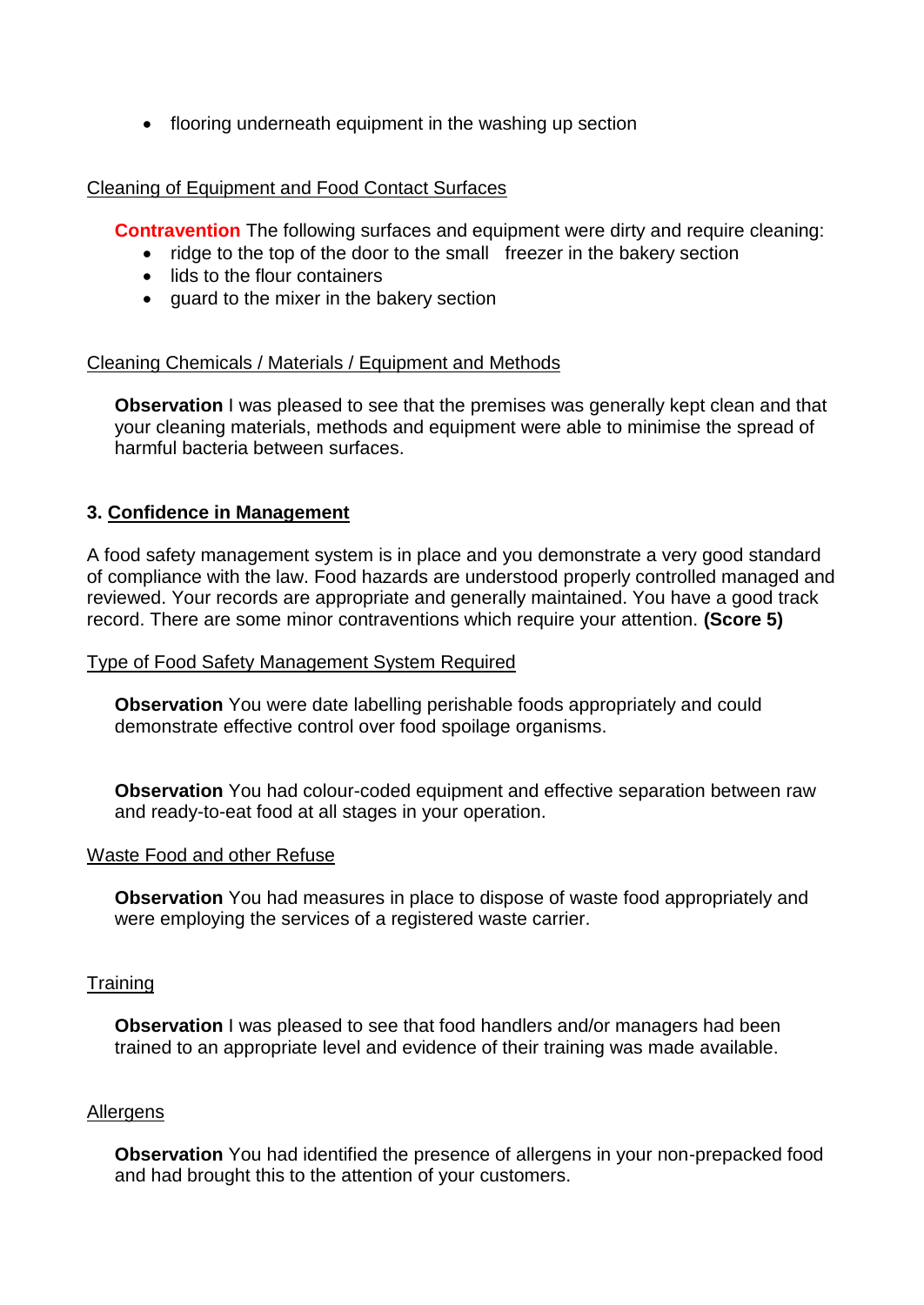- flooring underneath equipment in the washing up section

Cleaning of Equipment and Food Contact Surfaces

**Contravention** The following surfaces and equipment were dirty and require cleaning:

- ridge to the top of the door to the small freezer in the bakery section
- lids to the flour containers
- guard to the mixer in the bakery section

Cleaning Chemicals / Materials / Equipment and Methods

**Observation** I was pleased to see that the premises was generally kept clean and that your cleaning materials, methods and equipment were able to minimise the spread of harmful bacteria between surfaces.

## 3. Confidence in Management

A food safety management system is in place and you demonstrate a very good standard of compliance with the law. Food hazards are understood properly controlled managed and reviewed. Your records are appropriate and generally maintained. You have a good track record. There are some minor contraventions which require your attention. **(Score 5)**

Type of Food Safety Management System Required

**Observation** You were date labelling perishable foods appropriately and could demonstrate effective control over food spoilage organisms.

**Observation** You had colour-coded equipment and effective separation between raw and ready-to-eat food at all stages in your operation.

Waste Food and other Refuse

**Observation** You had measures in place to dispose of waste food appropriately and were employing the services of a registered waste carrier.

Training

**Observation** I was pleased to see that food handlers and/or managers had been trained to an appropriate level and evidence of their training was made available.

Allergens

**Observation** You had identified the presence of allergens in your non-prepacked food and had brought this to the attention of your customers.